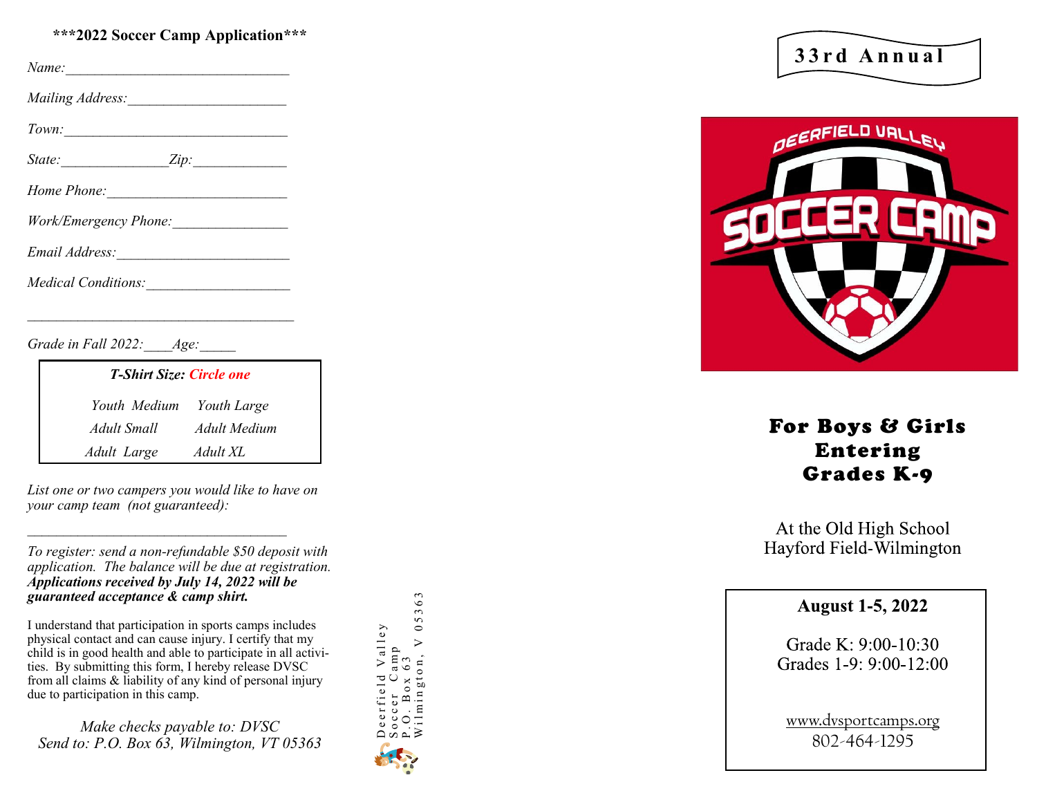**\*\*\*2022 Soccer Camp Application\*\*\***

*Name:*________________________________

*Mailing Address:*______________________

*Town:*________________________________

*State:*_______________ *Zip:*_____________

*Home Phone:*_________________________

*Work/Emergency Phone:*________________

*Email Address:*________________________

*Medical Conditions:*____________________

_______________________________________

*Grade in Fall 2022:*____ *Age:*_____

| ***T-Shirt Size:*** ***Circle one*** | |
|---|---|
| *Youth Medium* | *Youth Large* |
| *Adult Small* | *Adult Medium* |
| *Adult Large* | *Adult XL* |

*List one or two campers you would like to have on your camp team (not guaranteed):*

____________________________________

*To register: send a non-refundable $50 deposit with application. The balance will be due at registration.* ***Applications received by July 14, 2022 will be guaranteed acceptance & camp shirt.***

I understand that participation in sports camps includes physical contact and can cause injury. I certify that my child is in good health and able to participate in all activities. By submitting this form, I hereby release DVSC from all claims & liability of any kind of personal injury due to participation in this camp.

*Make checks payable to: DVSC*
*Send to: P.O. Box 63, Wilmington, VT 05363*

Deerfield Valley
Soccer Camp
P.O. Box 63
Wilmington, V 05363

**33rd Annual**

DEERFIELD VALLEY SOCCER CAMP

# For Boys & Girls Entering Grades K-9

At the Old High School
Hayford Field-Wilmington

**August 1-5, 2022**

Grade K: 9:00-10:30
Grades 1-9: 9:00-12:00

www.dvsportcamps.org
802-464-1295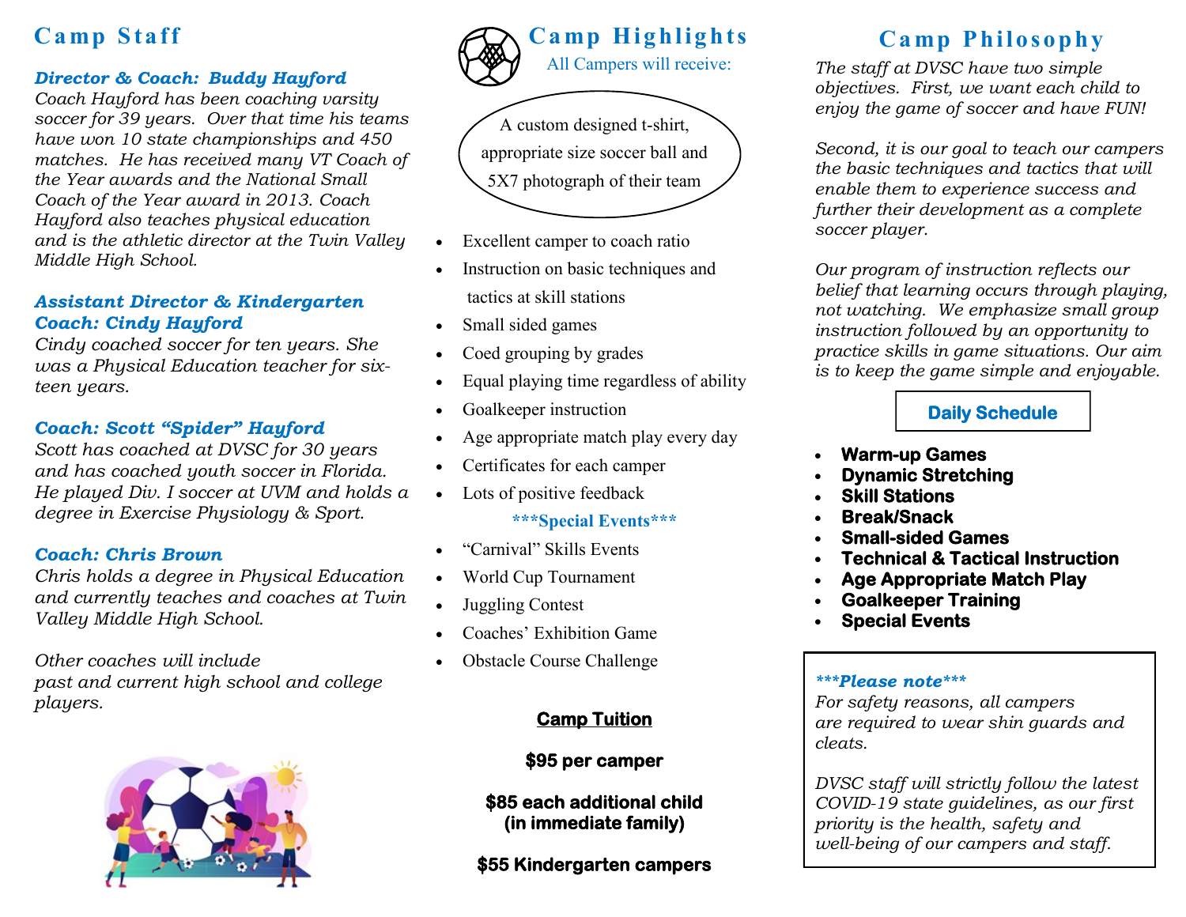## Camp Staff

***Director & Coach: Buddy Hayford***

*Coach Hayford has been coaching varsity soccer for 39 years. Over that time his teams have won 10 state championships and 450 matches. He has received many VT Coach of the Year awards and the National Small Coach of the Year award in 2013. Coach Hayford also teaches physical education and is the athletic director at the Twin Valley Middle High School.*

***Assistant Director & Kindergarten Coach: Cindy Hayford***

*Cindy coached soccer for ten years. She was a Physical Education teacher for sixteen years.*

***Coach: Scott "Spider" Hayford***

*Scott has coached at DVSC for 30 years and has coached youth soccer in Florida. He played Div. I soccer at UVM and holds a degree in Exercise Physiology & Sport.*

***Coach: Chris Brown***

*Chris holds a degree in Physical Education and currently teaches and coaches at Twin Valley Middle High School.*

*Other coaches will include past and current high school and college players.*

## Camp Highlights

All Campers will receive:

A custom designed t-shirt, appropriate size soccer ball and 5X7 photograph of their team

- Excellent camper to coach ratio
- Instruction on basic techniques and tactics at skill stations
- Small sided games
- Coed grouping by grades
- Equal playing time regardless of ability
- Goalkeeper instruction
- Age appropriate match play every day
- Certificates for each camper
- Lots of positive feedback

**\*\*\*Special Events\*\*\***

- "Carnival" Skills Events
- World Cup Tournament
- Juggling Contest
- Coaches' Exhibition Game
- Obstacle Course Challenge

**Camp Tuition**

**$95 per camper**

**$85 each additional child (in immediate family)**

**$55 Kindergarten campers**

## Camp Philosophy

*The staff at DVSC have two simple objectives. First, we want each child to enjoy the game of soccer and have FUN!*

*Second, it is our goal to teach our campers the basic techniques and tactics that will enable them to experience success and further their development as a complete soccer player.*

*Our program of instruction reflects our belief that learning occurs through playing, not watching. We emphasize small group instruction followed by an opportunity to practice skills in game situations. Our aim is to keep the game simple and enjoyable.*

**Daily Schedule**

- **Warm-up Games**
- **Dynamic Stretching**
- **Skill Stations**
- **Break/Snack**
- **Small-sided Games**
- **Technical & Tactical Instruction**
- **Age Appropriate Match Play**
- **Goalkeeper Training**
- **Special Events**

***\*\*\*Please note\*\*\****

*For safety reasons, all campers are required to wear shin guards and cleats.*

*DVSC staff will strictly follow the latest COVID-19 state guidelines, as our first priority is the health, safety and well-being of our campers and staff.*